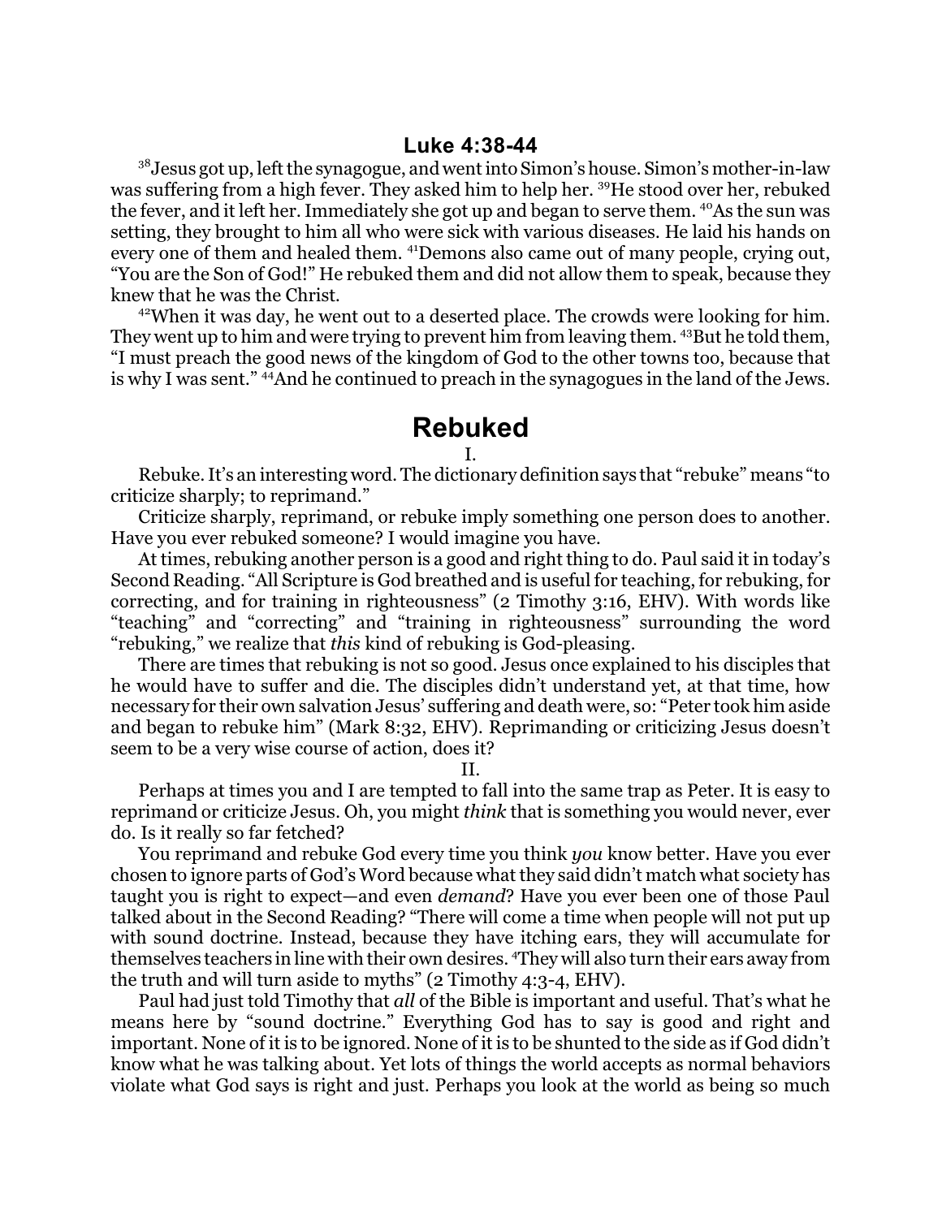## Luke 4:38-44

[38]Jesus got up, left the synagogue, and went into Simon's house. Simon's mother-in-law was suffering from a high fever. They asked him to help her. [39]He stood over her, rebuked the fever, and it left her. Immediately she got up and began to serve them. [40]As the sun was setting, they brought to him all who were sick with various diseases. He laid his hands on every one of them and healed them. [41]Demons also came out of many people, crying out, "You are the Son of God!" He rebuked them and did not allow them to speak, because they knew that he was the Christ.

[42]When it was day, he went out to a deserted place. The crowds were looking for him. They went up to him and were trying to prevent him from leaving them. [43]But he told them, "I must preach the good news of the kingdom of God to the other towns too, because that is why I was sent." [44]And he continued to preach in the synagogues in the land of the Jews.

# Rebuked

I.

Rebuke. It's an interesting word. The dictionary definition says that "rebuke" means "to criticize sharply; to reprimand."

Criticize sharply, reprimand, or rebuke imply something one person does to another. Have you ever rebuked someone? I would imagine you have.

At times, rebuking another person is a good and right thing to do. Paul said it in today's Second Reading. "All Scripture is God breathed and is useful for teaching, for rebuking, for correcting, and for training in righteousness" (2 Timothy 3:16, EHV). With words like "teaching" and "correcting" and "training in righteousness" surrounding the word "rebuking," we realize that *this* kind of rebuking is God-pleasing.

There are times that rebuking is not so good. Jesus once explained to his disciples that he would have to suffer and die. The disciples didn't understand yet, at that time, how necessary for their own salvation Jesus' suffering and death were, so: "Peter took him aside and began to rebuke him" (Mark 8:32, EHV). Reprimanding or criticizing Jesus doesn't seem to be a very wise course of action, does it?

II.

Perhaps at times you and I are tempted to fall into the same trap as Peter. It is easy to reprimand or criticize Jesus. Oh, you might *think* that is something you would never, ever do. Is it really so far fetched?

You reprimand and rebuke God every time you think *you* know better. Have you ever chosen to ignore parts of God's Word because what they said didn't match what society has taught you is right to expect—and even *demand*? Have you ever been one of those Paul talked about in the Second Reading? "There will come a time when people will not put up with sound doctrine. Instead, because they have itching ears, they will accumulate for themselves teachers in line with their own desires. [4]They will also turn their ears away from the truth and will turn aside to myths" (2 Timothy 4:3-4, EHV).

Paul had just told Timothy that *all* of the Bible is important and useful. That's what he means here by "sound doctrine." Everything God has to say is good and right and important. None of it is to be ignored. None of it is to be shunted to the side as if God didn't know what he was talking about. Yet lots of things the world accepts as normal behaviors violate what God says is right and just. Perhaps you look at the world as being so much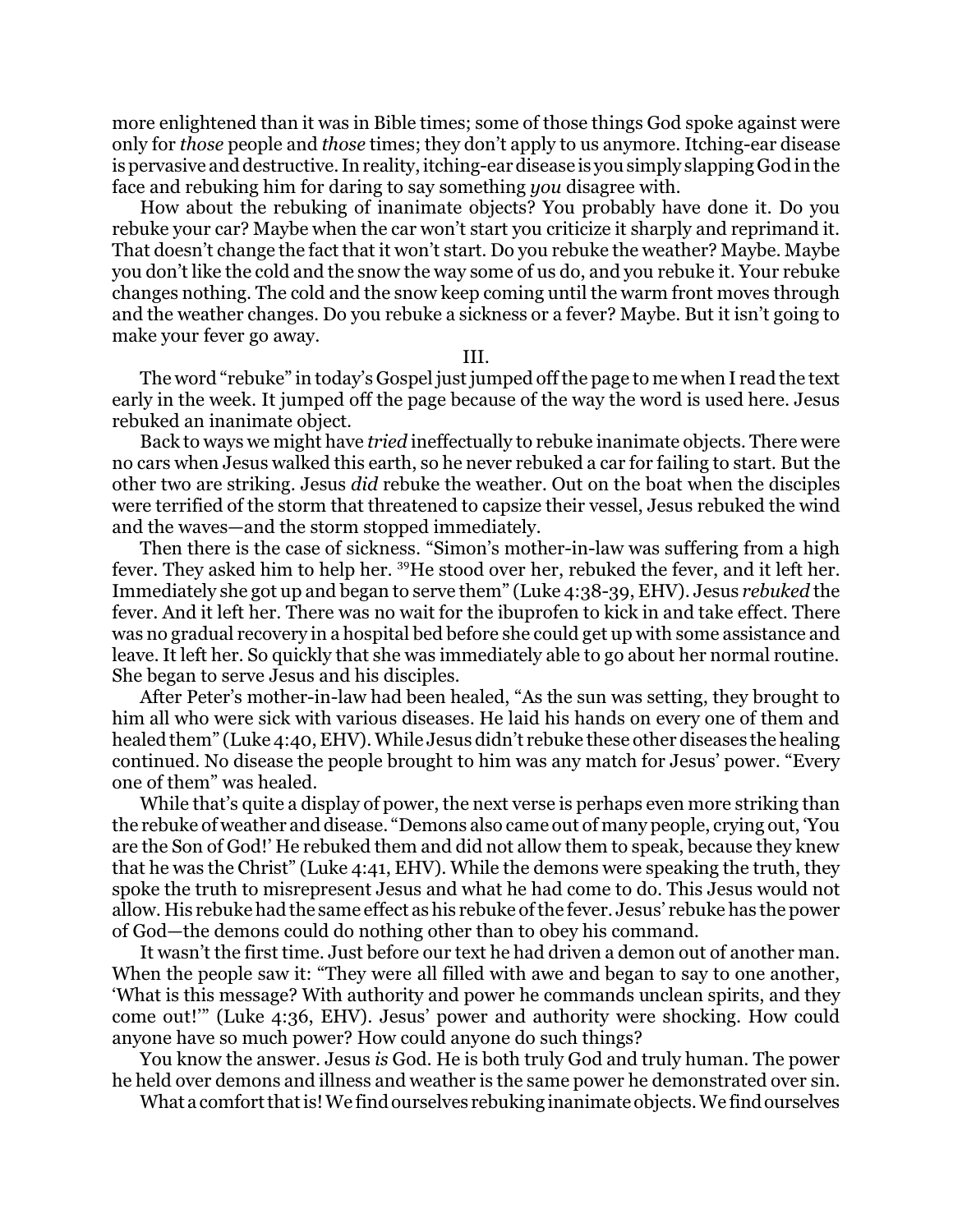more enlightened than it was in Bible times; some of those things God spoke against were only for *those* people and *those* times; they don't apply to us anymore. Itching-ear disease is pervasive and destructive. In reality, itching-ear disease is you simply slapping God in the face and rebuking him for daring to say something *you* disagree with.

How about the rebuking of inanimate objects? You probably have done it. Do you rebuke your car? Maybe when the car won't start you criticize it sharply and reprimand it. That doesn't change the fact that it won't start. Do you rebuke the weather? Maybe. Maybe you don't like the cold and the snow the way some of us do, and you rebuke it. Your rebuke changes nothing. The cold and the snow keep coming until the warm front moves through and the weather changes. Do you rebuke a sickness or a fever? Maybe. But it isn't going to make your fever go away.

III.

The word "rebuke" in today's Gospel just jumped off the page to me when I read the text early in the week. It jumped off the page because of the way the word is used here. Jesus rebuked an inanimate object.

Back to ways we might have *tried* ineffectually to rebuke inanimate objects. There were no cars when Jesus walked this earth, so he never rebuked a car for failing to start. But the other two are striking. Jesus *did* rebuke the weather. Out on the boat when the disciples were terrified of the storm that threatened to capsize their vessel, Jesus rebuked the wind and the waves—and the storm stopped immediately.

Then there is the case of sickness. "Simon's mother-in-law was suffering from a high fever. They asked him to help her. [39]He stood over her, rebuked the fever, and it left her. Immediately she got up and began to serve them" (Luke 4:38-39, EHV). Jesus *rebuked* the fever. And it left her. There was no wait for the ibuprofen to kick in and take effect. There was no gradual recovery in a hospital bed before she could get up with some assistance and leave. It left her. So quickly that she was immediately able to go about her normal routine. She began to serve Jesus and his disciples.

After Peter's mother-in-law had been healed, "As the sun was setting, they brought to him all who were sick with various diseases. He laid his hands on every one of them and healed them" (Luke 4:40, EHV). While Jesus didn't rebuke these other diseases the healing continued. No disease the people brought to him was any match for Jesus' power. "Every one of them" was healed.

While that's quite a display of power, the next verse is perhaps even more striking than the rebuke of weather and disease. "Demons also came out of many people, crying out, 'You are the Son of God!' He rebuked them and did not allow them to speak, because they knew that he was the Christ" (Luke 4:41, EHV). While the demons were speaking the truth, they spoke the truth to misrepresent Jesus and what he had come to do. This Jesus would not allow. His rebuke had the same effect as his rebuke of the fever. Jesus' rebuke has the power of God—the demons could do nothing other than to obey his command.

It wasn't the first time. Just before our text he had driven a demon out of another man. When the people saw it: "They were all filled with awe and began to say to one another, 'What is this message? With authority and power he commands unclean spirits, and they come out!'" (Luke 4:36, EHV). Jesus' power and authority were shocking. How could anyone have so much power? How could anyone do such things?

You know the answer. Jesus *is* God. He is both truly God and truly human. The power he held over demons and illness and weather is the same power he demonstrated over sin.

What a comfort that is! We find ourselves rebuking inanimate objects. We find ourselves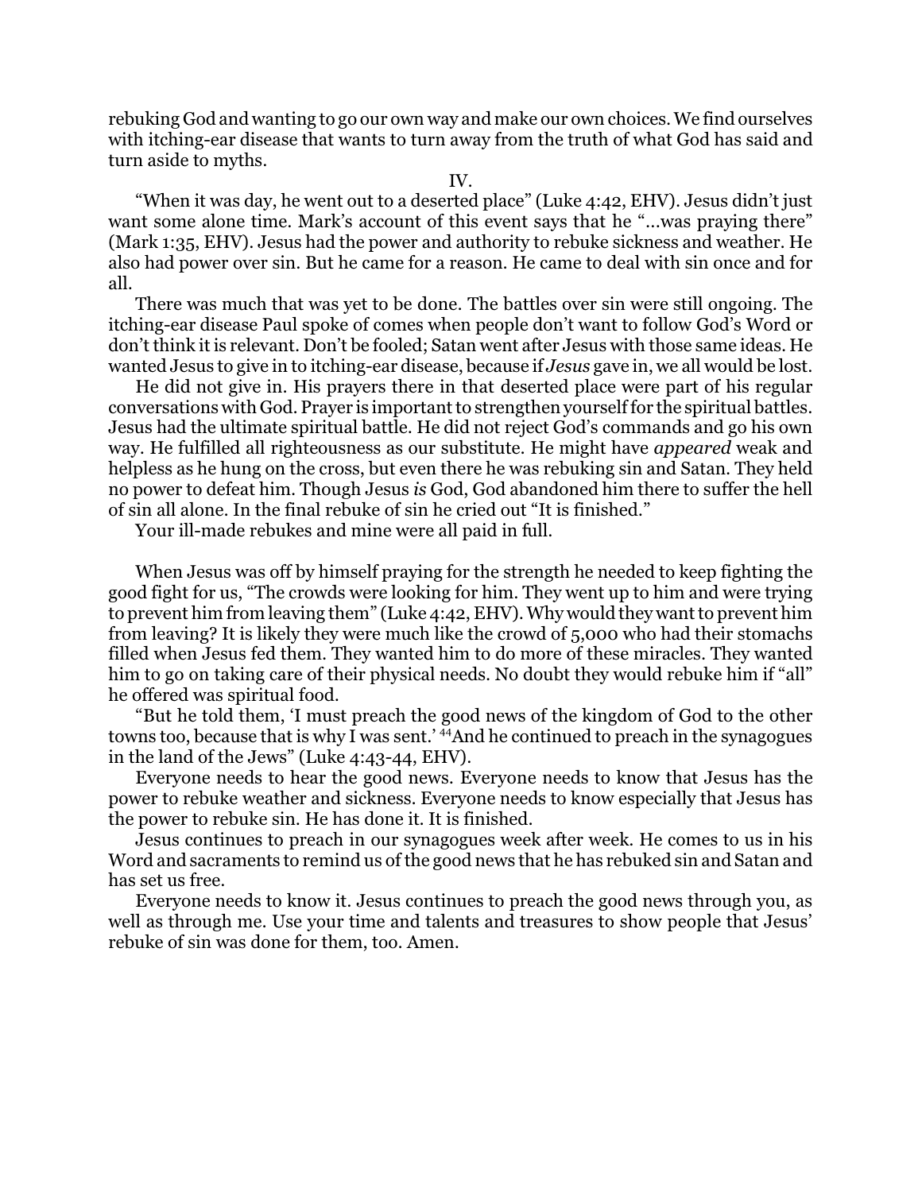rebuking God and wanting to go our own way and make our own choices. We find ourselves with itching-ear disease that wants to turn away from the truth of what God has said and turn aside to myths.

IV.

"When it was day, he went out to a deserted place" (Luke 4:42, EHV). Jesus didn't just want some alone time. Mark's account of this event says that he "…was praying there" (Mark 1:35, EHV). Jesus had the power and authority to rebuke sickness and weather. He also had power over sin. But he came for a reason. He came to deal with sin once and for all.

There was much that was yet to be done. The battles over sin were still ongoing. The itching-ear disease Paul spoke of comes when people don't want to follow God's Word or don't think it is relevant. Don't be fooled; Satan went after Jesus with those same ideas. He wanted Jesus to give in to itching-ear disease, because if *Jesus* gave in, we all would be lost.

He did not give in. His prayers there in that deserted place were part of his regular conversations with God. Prayer is important to strengthen yourself for the spiritual battles. Jesus had the ultimate spiritual battle. He did not reject God's commands and go his own way. He fulfilled all righteousness as our substitute. He might have *appeared* weak and helpless as he hung on the cross, but even there he was rebuking sin and Satan. They held no power to defeat him. Though Jesus *is* God, God abandoned him there to suffer the hell of sin all alone. In the final rebuke of sin he cried out "It is finished."

Your ill-made rebukes and mine were all paid in full.

When Jesus was off by himself praying for the strength he needed to keep fighting the good fight for us, "The crowds were looking for him. They went up to him and were trying to prevent him from leaving them" (Luke 4:42, EHV). Why would they want to prevent him from leaving? It is likely they were much like the crowd of 5,000 who had their stomachs filled when Jesus fed them. They wanted him to do more of these miracles. They wanted him to go on taking care of their physical needs. No doubt they would rebuke him if "all" he offered was spiritual food.

"But he told them, 'I must preach the good news of the kingdom of God to the other towns too, because that is why I was sent.' [44]And he continued to preach in the synagogues in the land of the Jews" (Luke 4:43-44, EHV).

Everyone needs to hear the good news. Everyone needs to know that Jesus has the power to rebuke weather and sickness. Everyone needs to know especially that Jesus has the power to rebuke sin. He has done it. It is finished.

Jesus continues to preach in our synagogues week after week. He comes to us in his Word and sacraments to remind us of the good news that he has rebuked sin and Satan and has set us free.

Everyone needs to know it. Jesus continues to preach the good news through you, as well as through me. Use your time and talents and treasures to show people that Jesus' rebuke of sin was done for them, too. Amen.